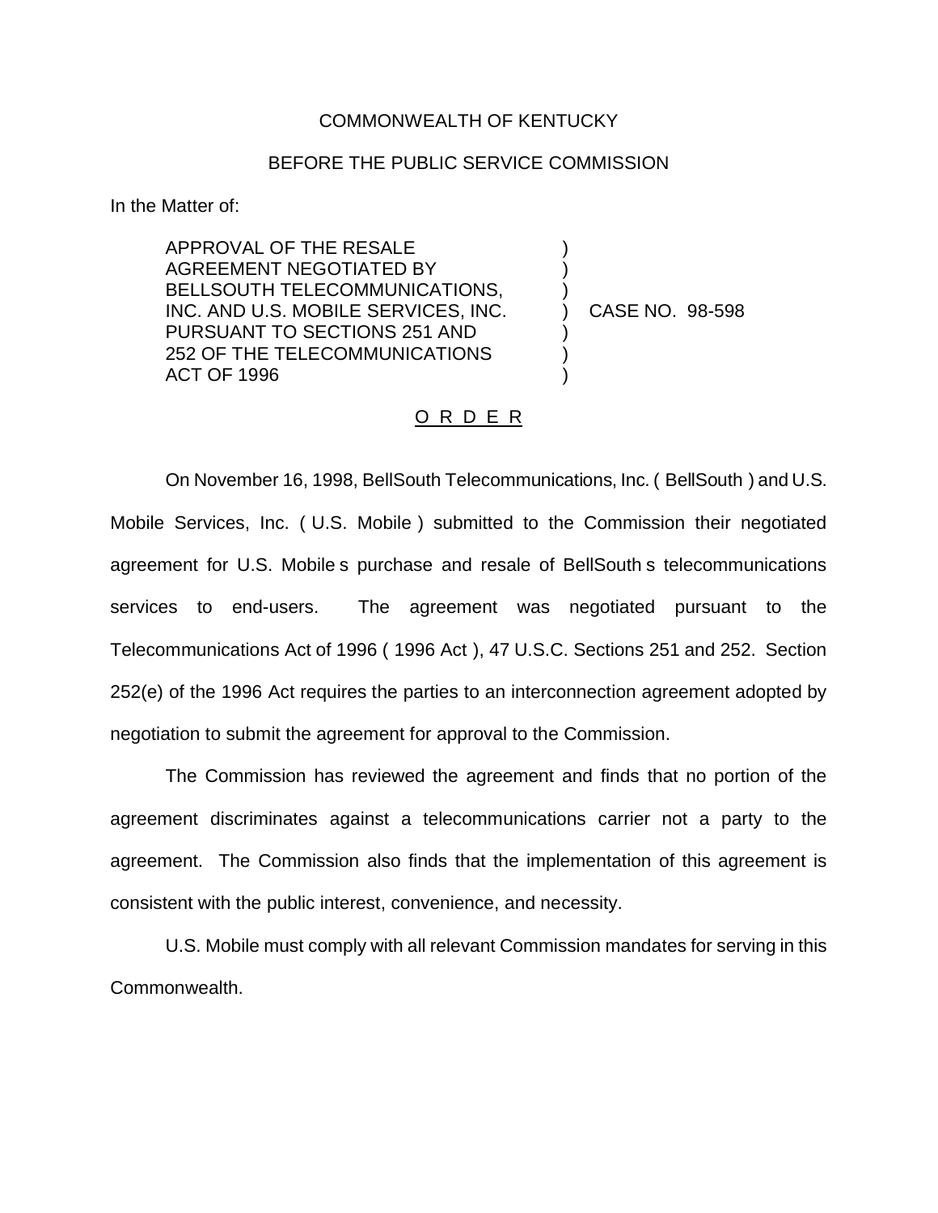COMMONWEALTH OF KENTUCKY

BEFORE THE PUBLIC SERVICE COMMISSION

In the Matter of:

APPROVAL OF THE RESALE AGREEMENT NEGOTIATED BY BELLSOUTH TELECOMMUNICATIONS, INC. AND U.S. MOBILE SERVICES, INC. PURSUANT TO SECTIONS 251 AND 252 OF THE TELECOMMUNICATIONS ACT OF 1996 ) CASE NO. 98-598

## O R D E R

On November 16, 1998, BellSouth Telecommunications, Inc. ( BellSouth ) and U.S. Mobile Services, Inc. ( U.S. Mobile ) submitted to the Commission their negotiated agreement for U.S. Mobile s purchase and resale of BellSouth s telecommunications services to end-users. The agreement was negotiated pursuant to the Telecommunications Act of 1996 ( 1996 Act ), 47 U.S.C. Sections 251 and 252. Section 252(e) of the 1996 Act requires the parties to an interconnection agreement adopted by negotiation to submit the agreement for approval to the Commission.

The Commission has reviewed the agreement and finds that no portion of the agreement discriminates against a telecommunications carrier not a party to the agreement. The Commission also finds that the implementation of this agreement is consistent with the public interest, convenience, and necessity.

U.S. Mobile must comply with all relevant Commission mandates for serving in this Commonwealth.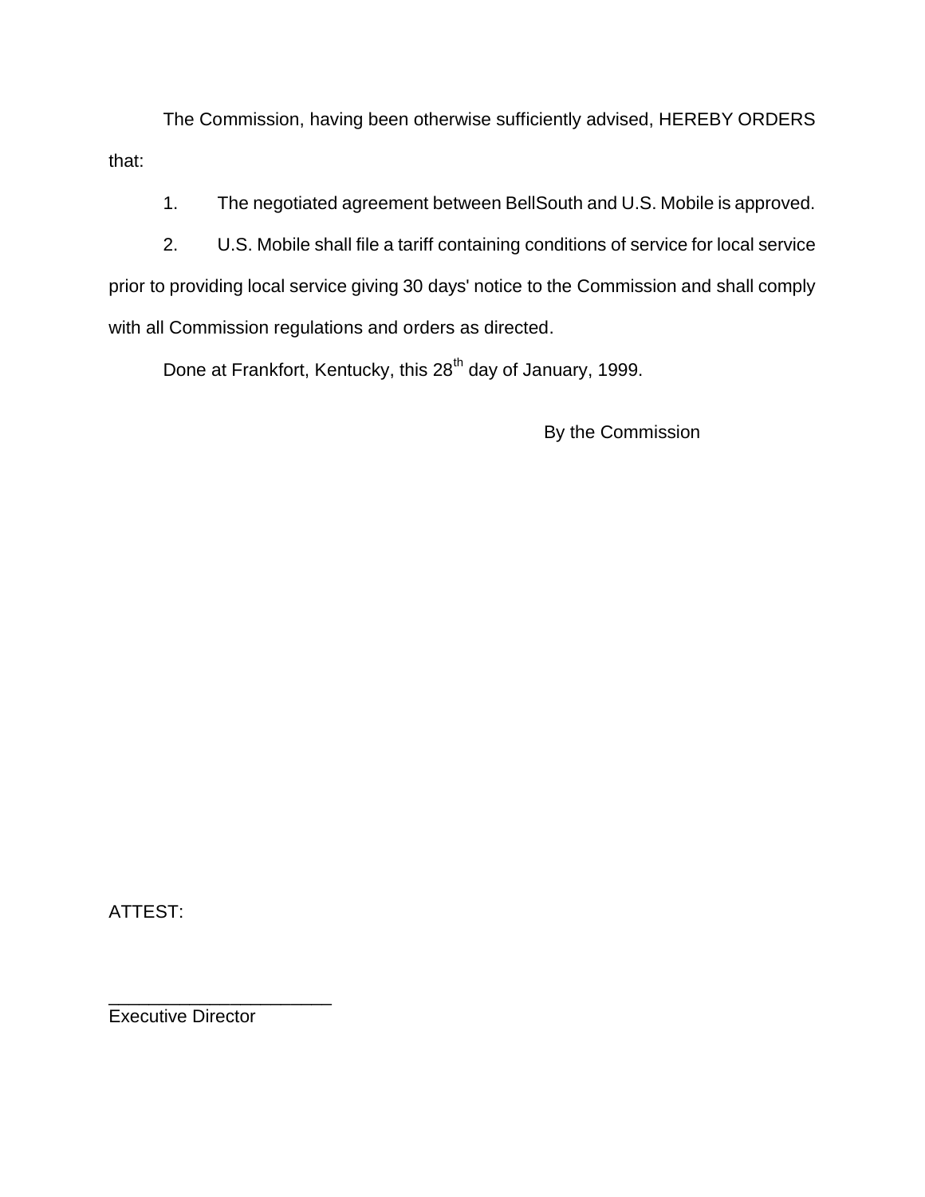The Commission, having been otherwise sufficiently advised, HEREBY ORDERS that:

1. The negotiated agreement between BellSouth and U.S. Mobile is approved.

2. U.S. Mobile shall file a tariff containing conditions of service for local service prior to providing local service giving 30 days' notice to the Commission and shall comply with all Commission regulations and orders as directed.

Done at Frankfort, Kentucky, this 28th day of January, 1999.

By the Commission

ATTEST:

______________________
Executive Director